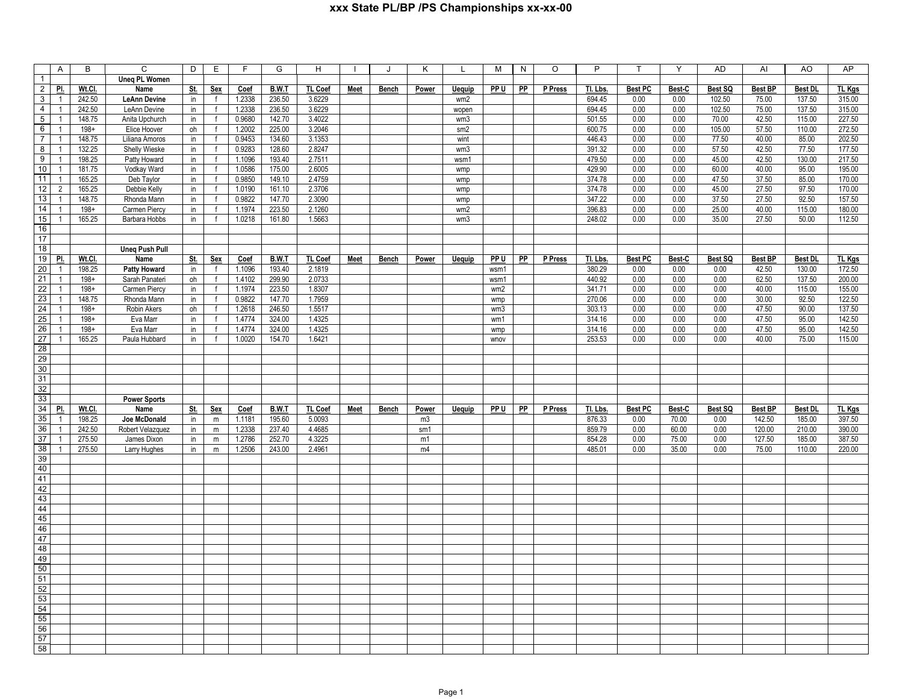# xxx State PL/BP /PS Championships xx-xx-00

| | A | B | C | D | E | F | G | H | I | J | K | L | M | N | O | P | T | Y | AD | AI | AO | AP |
|---|---|---|---|---|---|---|---|---|---|---|---|---|---|---|---|---|---|---|---|---|---|---|
| 1 | | | **Uneq PL Women** | | | | | | | | | | | | | | | | | | | |
| 2 | **Pl.** | **Wt.Cl.** | **Name** | **St.** | **Sex** | **Coef** | **B.W.T** | **TL Coef** | **Meet** | **Bench** | **Power** | **Uequip** | **PP U** | **PP** | **P Press** | **Tl. Lbs.** | **Best PC** | **Best-C** | **Best SQ** | **Best BP** | **Best DL** | **TL Kgs** |
| 3 | 1 | 242.50 | **LeAnn Devine** | in | f | 1.2338 | 236.50 | 3.6229 | | | | wm2 | | | | 694.45 | 0.00 | 0.00 | 102.50 | 75.00 | 137.50 | 315.00 |
| 4 | 1 | 242.50 | LeAnn Devine | in | f | 1.2338 | 236.50 | 3.6229 | | | | wopen | | | | 694.45 | 0.00 | 0.00 | 102.50 | 75.00 | 137.50 | 315.00 |
| 5 | 1 | 148.75 | Anita Upchurch | in | f | 0.9680 | 142.70 | 3.4022 | | | | wm3 | | | | 501.55 | 0.00 | 0.00 | 70.00 | 42.50 | 115.00 | 227.50 |
| 6 | 1 | 198+ | Elice Hoover | oh | f | 1.2002 | 225.00 | 3.2046 | | | | sm2 | | | | 600.75 | 0.00 | 0.00 | 105.00 | 57.50 | 110.00 | 272.50 |
| 7 | 1 | 148.75 | Liliana Amoros | in | f | 0.9453 | 134.60 | 3.1353 | | | | wint | | | | 446.43 | 0.00 | 0.00 | 77.50 | 40.00 | 85.00 | 202.50 |
| 8 | 1 | 132.25 | Shelly Wieske | in | f | 0.9283 | 128.60 | 2.8247 | | | | wm3 | | | | 391.32 | 0.00 | 0.00 | 57.50 | 42.50 | 77.50 | 177.50 |
| 9 | 1 | 198.25 | Patty Howard | in | f | 1.1096 | 193.40 | 2.7511 | | | | wsm1 | | | | 479.50 | 0.00 | 0.00 | 45.00 | 42.50 | 130.00 | 217.50 |
| 10 | 1 | 181.75 | Vodkay Ward | in | f | 1.0586 | 175.00 | 2.6005 | | | | wmp | | | | 429.90 | 0.00 | 0.00 | 60.00 | 40.00 | 95.00 | 195.00 |
| 11 | 1 | 165.25 | Deb Taylor | in | f | 0.9850 | 149.10 | 2.4759 | | | | wmp | | | | 374.78 | 0.00 | 0.00 | 47.50 | 37.50 | 85.00 | 170.00 |
| 12 | 2 | 165.25 | Debbie Kelly | in | f | 1.0190 | 161.10 | 2.3706 | | | | wmp | | | | 374.78 | 0.00 | 0.00 | 45.00 | 27.50 | 97.50 | 170.00 |
| 13 | 1 | 148.75 | Rhonda Mann | in | f | 0.9822 | 147.70 | 2.3090 | | | | wmp | | | | 347.22 | 0.00 | 0.00 | 37.50 | 27.50 | 92.50 | 157.50 |
| 14 | 1 | 198+ | Carmen Piercy | in | f | 1.1974 | 223.50 | 2.1260 | | | | wm2 | | | | 396.83 | 0.00 | 0.00 | 25.00 | 40.00 | 115.00 | 180.00 |
| 15 | 1 | 165.25 | Barbara Hobbs | in | f | 1.0218 | 161.80 | 1.5663 | | | | wm3 | | | | 248.02 | 0.00 | 0.00 | 35.00 | 27.50 | 50.00 | 112.50 |
| 16 | | | | | | | | | | | | | | | | | | | | | | |
| 17 | | | | | | | | | | | | | | | | | | | | | | |
| 18 | | | **Uneq Push Pull** | | | | | | | | | | | | | | | | | | | |
| 19 | **Pl.** | **Wt.Cl.** | **Name** | **St.** | **Sex** | **Coef** | **B.W.T** | **TL Coef** | **Meet** | **Bench** | **Power** | **Uequip** | **PP U** | **PP** | **P Press** | **Tl. Lbs.** | **Best PC** | **Best-C** | **Best SQ** | **Best BP** | **Best DL** | **TL Kgs** |
| 20 | 1 | 198.25 | **Patty Howard** | in | f | 1.1096 | 193.40 | 2.1819 | | | | | wsm1 | | | 380.29 | 0.00 | 0.00 | 0.00 | 42.50 | 130.00 | 172.50 |
| 21 | 1 | 198+ | Sarah Panateri | oh | f | 1.4102 | 299.90 | 2.0733 | | | | | wsm1 | | | 440.92 | 0.00 | 0.00 | 0.00 | 62.50 | 137.50 | 200.00 |
| 22 | 1 | 198+ | Carmen Piercy | in | f | 1.1974 | 223.50 | 1.8307 | | | | | wm2 | | | 341.71 | 0.00 | 0.00 | 0.00 | 40.00 | 115.00 | 155.00 |
| 23 | 1 | 148.75 | Rhonda Mann | in | f | 0.9822 | 147.70 | 1.7959 | | | | | wmp | | | 270.06 | 0.00 | 0.00 | 0.00 | 30.00 | 92.50 | 122.50 |
| 24 | 1 | 198+ | Robin Akers | oh | f | 1.2618 | 246.50 | 1.5517 | | | | | wm3 | | | 303.13 | 0.00 | 0.00 | 0.00 | 47.50 | 90.00 | 137.50 |
| 25 | 1 | 198+ | Eva Marr | in | f | 1.4774 | 324.00 | 1.4325 | | | | | wm1 | | | 314.16 | 0.00 | 0.00 | 0.00 | 47.50 | 95.00 | 142.50 |
| 26 | 1 | 198+ | Eva Marr | in | f | 1.4774 | 324.00 | 1.4325 | | | | | wmp | | | 314.16 | 0.00 | 0.00 | 0.00 | 47.50 | 95.00 | 142.50 |
| 27 | 1 | 165.25 | Paula Hubbard | in | f | 1.0020 | 154.70 | 1.6421 | | | | | wnov | | | 253.53 | 0.00 | 0.00 | 0.00 | 40.00 | 75.00 | 115.00 |
| 28 | | | | | | | | | | | | | | | | | | | | | | |
| 29 | | | | | | | | | | | | | | | | | | | | | | |
| 30 | | | | | | | | | | | | | | | | | | | | | | |
| 31 | | | | | | | | | | | | | | | | | | | | | | |
| 32 | | | | | | | | | | | | | | | | | | | | | | |
| 33 | | | **Power Sports** | | | | | | | | | | | | | | | | | | | |
| 34 | **Pl.** | **Wt.Cl.** | **Name** | **St.** | **Sex** | **Coef** | **B.W.T** | **TL Coef** | **Meet** | **Bench** | **Power** | **Uequip** | **PP U** | **PP** | **P Press** | **Tl. Lbs.** | **Best PC** | **Best-C** | **Best SQ** | **Best BP** | **Best DL** | **TL Kgs** |
| 35 | 1 | 198.25 | **Joe McDonald** | in | m | 1.1181 | 195.60 | 5.0093 | | | m3 | | | | | 876.33 | 0.00 | 70.00 | 0.00 | 142.50 | 185.00 | 397.50 |
| 36 | 1 | 242.50 | Robert Velazquez | in | m | 1.2338 | 237.40 | 4.4685 | | | sm1 | | | | | 859.79 | 0.00 | 60.00 | 0.00 | 120.00 | 210.00 | 390.00 |
| 37 | 1 | 275.50 | James Dixon | in | m | 1.2786 | 252.70 | 4.3225 | | | m1 | | | | | 854.28 | 0.00 | 75.00 | 0.00 | 127.50 | 185.00 | 387.50 |
| 38 | 1 | 275.50 | Larry Hughes | in | m | 1.2506 | 243.00 | 2.4961 | | | m4 | | | | | 485.01 | 0.00 | 35.00 | 0.00 | 75.00 | 110.00 | 220.00 |
| 39 | | | | | | | | | | | | | | | | | | | | | | |
| 40 | | | | | | | | | | | | | | | | | | | | | | |
| 41 | | | | | | | | | | | | | | | | | | | | | | |
| 42 | | | | | | | | | | | | | | | | | | | | | | |
| 43 | | | | | | | | | | | | | | | | | | | | | | |
| 44 | | | | | | | | | | | | | | | | | | | | | | |
| 45 | | | | | | | | | | | | | | | | | | | | | | |
| 46 | | | | | | | | | | | | | | | | | | | | | | |
| 47 | | | | | | | | | | | | | | | | | | | | | | |
| 48 | | | | | | | | | | | | | | | | | | | | | | |
| 49 | | | | | | | | | | | | | | | | | | | | | | |
| 50 | | | | | | | | | | | | | | | | | | | | | | |
| 51 | | | | | | | | | | | | | | | | | | | | | | |
| 52 | | | | | | | | | | | | | | | | | | | | | | |
| 53 | | | | | | | | | | | | | | | | | | | | | | |
| 54 | | | | | | | | | | | | | | | | | | | | | | |
| 55 | | | | | | | | | | | | | | | | | | | | | | |
| 56 | | | | | | | | | | | | | | | | | | | | | | |
| 57 | | | | | | | | | | | | | | | | | | | | | | |
| 58 | | | | | | | | | | | | | | | | | | | | | | |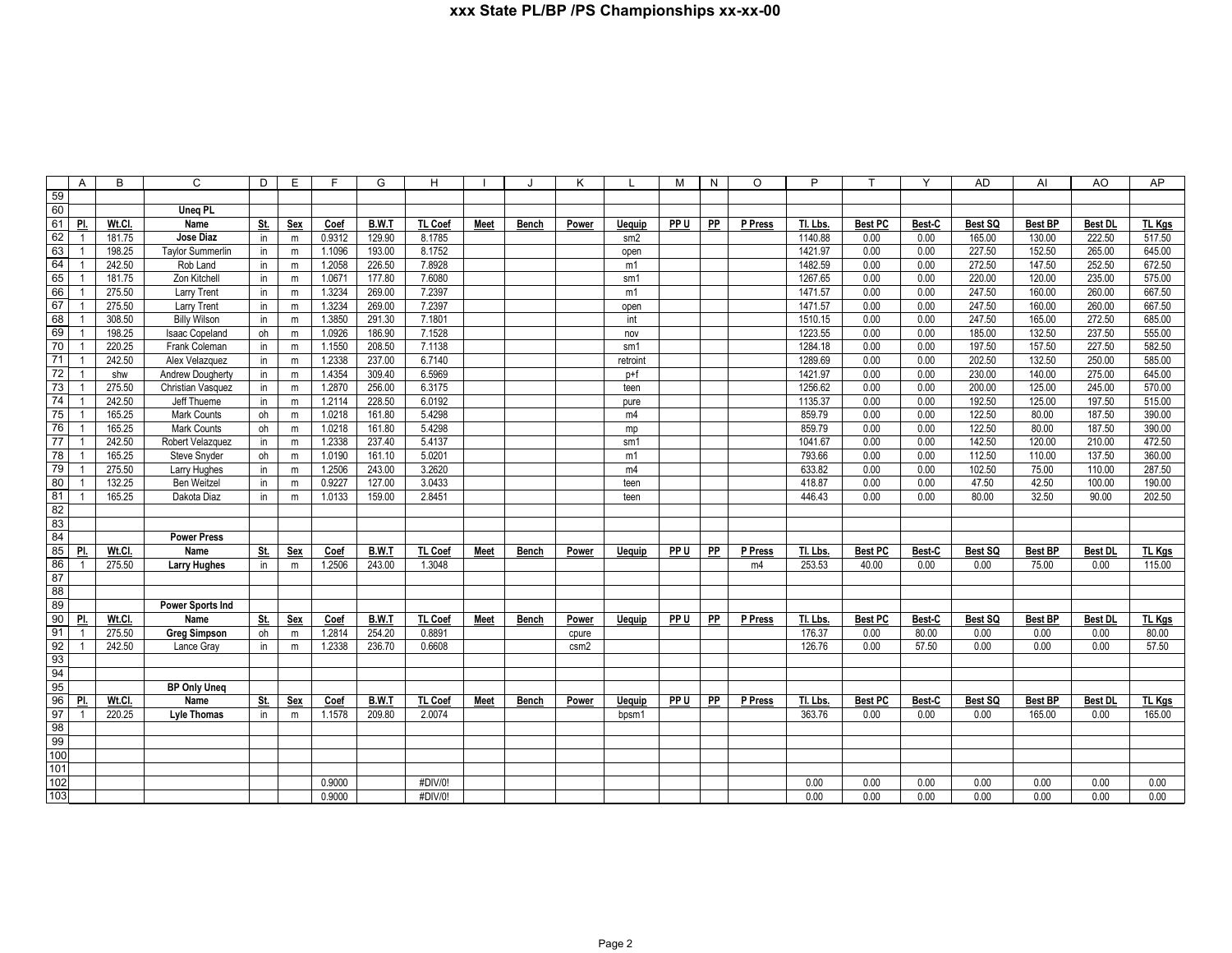# xxx State PL/BP /PS Championships xx-xx-00

| | A | B | C | D | E | F | G | H | I | J | K | L | M | N | O | P | T | Y | AD | AI | AO | AP |
|---|---|---|---|---|---|---|---|---|---|---|---|---|---|---|---|---|---|---|---|---|---|---|
| 59 | | | | | | | | | | | | | | | | | | | | | | |
| 60 | | | **Uneq PL** | | | | | | | | | | | | | | | | | | | |
| 61 | **Pl.** | **Wt.Cl.** | **Name** | **St.** | **Sex** | **Coef** | **B.W.T** | **TL Coef** | **Meet** | **Bench** | **Power** | **Uequip** | **PP U** | **PP** | **P Press** | **Tl. Lbs.** | **Best PC** | **Best-C** | **Best SQ** | **Best BP** | **Best DL** | **TL Kgs** |
| 62 | 1 | 181.75 | **Jose Diaz** | in | m | 0.9312 | 129.90 | 8.1785 | | | | sm2 | | | | 1140.88 | 0.00 | 0.00 | 165.00 | 130.00 | 222.50 | 517.50 |
| 63 | 1 | 198.25 | Taylor Summerlin | in | m | 1.1096 | 193.00 | 8.1752 | | | | open | | | | 1421.97 | 0.00 | 0.00 | 227.50 | 152.50 | 265.00 | 645.00 |
| 64 | 1 | 242.50 | Rob Land | in | m | 1.2058 | 226.50 | 7.8928 | | | | m1 | | | | 1482.59 | 0.00 | 0.00 | 272.50 | 147.50 | 252.50 | 672.50 |
| 65 | 1 | 181.75 | Zon Kitchell | in | m | 1.0671 | 177.80 | 7.6080 | | | | sm1 | | | | 1267.65 | 0.00 | 0.00 | 220.00 | 120.00 | 235.00 | 575.00 |
| 66 | 1 | 275.50 | Larry Trent | in | m | 1.3234 | 269.00 | 7.2397 | | | | m1 | | | | 1471.57 | 0.00 | 0.00 | 247.50 | 160.00 | 260.00 | 667.50 |
| 67 | 1 | 275.50 | Larry Trent | in | m | 1.3234 | 269.00 | 7.2397 | | | | open | | | | 1471.57 | 0.00 | 0.00 | 247.50 | 160.00 | 260.00 | 667.50 |
| 68 | 1 | 308.50 | Billy Wilson | in | m | 1.3850 | 291.30 | 7.1801 | | | | int | | | | 1510.15 | 0.00 | 0.00 | 247.50 | 165.00 | 272.50 | 685.00 |
| 69 | 1 | 198.25 | Isaac Copeland | oh | m | 1.0926 | 186.90 | 7.1528 | | | | nov | | | | 1223.55 | 0.00 | 0.00 | 185.00 | 132.50 | 237.50 | 555.00 |
| 70 | 1 | 220.25 | Frank Coleman | in | m | 1.1550 | 208.50 | 7.1138 | | | | sm1 | | | | 1284.18 | 0.00 | 0.00 | 197.50 | 157.50 | 227.50 | 582.50 |
| 71 | 1 | 242.50 | Alex Velazquez | in | m | 1.2338 | 237.00 | 6.7140 | | | | retroint | | | | 1289.69 | 0.00 | 0.00 | 202.50 | 132.50 | 250.00 | 585.00 |
| 72 | 1 | shw | Andrew Dougherty | in | m | 1.4354 | 309.40 | 6.5969 | | | | p+f | | | | 1421.97 | 0.00 | 0.00 | 230.00 | 140.00 | 275.00 | 645.00 |
| 73 | 1 | 275.50 | Christian Vasquez | in | m | 1.2870 | 256.00 | 6.3175 | | | | teen | | | | 1256.62 | 0.00 | 0.00 | 200.00 | 125.00 | 245.00 | 570.00 |
| 74 | 1 | 242.50 | Jeff Thueme | in | m | 1.2114 | 228.50 | 6.0192 | | | | pure | | | | 1135.37 | 0.00 | 0.00 | 192.50 | 125.00 | 197.50 | 515.00 |
| 75 | 1 | 165.25 | Mark Counts | oh | m | 1.0218 | 161.80 | 5.4298 | | | | m4 | | | | 859.79 | 0.00 | 0.00 | 122.50 | 80.00 | 187.50 | 390.00 |
| 76 | 1 | 165.25 | Mark Counts | oh | m | 1.0218 | 161.80 | 5.4298 | | | | mp | | | | 859.79 | 0.00 | 0.00 | 122.50 | 80.00 | 187.50 | 390.00 |
| 77 | 1 | 242.50 | Robert Velazquez | in | m | 1.2338 | 237.40 | 5.4137 | | | | sm1 | | | | 1041.67 | 0.00 | 0.00 | 142.50 | 120.00 | 210.00 | 472.50 |
| 78 | 1 | 165.25 | Steve Snyder | oh | m | 1.0190 | 161.10 | 5.0201 | | | | m1 | | | | 793.66 | 0.00 | 0.00 | 112.50 | 110.00 | 137.50 | 360.00 |
| 79 | 1 | 275.50 | Larry Hughes | in | m | 1.2506 | 243.00 | 3.2620 | | | | m4 | | | | 633.82 | 0.00 | 0.00 | 102.50 | 75.00 | 110.00 | 287.50 |
| 80 | 1 | 132.25 | Ben Weitzel | in | m | 0.9227 | 127.00 | 3.0433 | | | | teen | | | | 418.87 | 0.00 | 0.00 | 47.50 | 42.50 | 100.00 | 190.00 |
| 81 | 1 | 165.25 | Dakota Diaz | in | m | 1.0133 | 159.00 | 2.8451 | | | | teen | | | | 446.43 | 0.00 | 0.00 | 80.00 | 32.50 | 90.00 | 202.50 |
| 82 | | | | | | | | | | | | | | | | | | | | | | |
| 83 | | | | | | | | | | | | | | | | | | | | | | |
| 84 | | | **Power Press** | | | | | | | | | | | | | | | | | | | |
| 85 | **Pl.** | **Wt.Cl.** | **Name** | **St.** | **Sex** | **Coef** | **B.W.T** | **TL Coef** | **Meet** | **Bench** | **Power** | **Uequip** | **PP U** | **PP** | **P Press** | **Tl. Lbs.** | **Best PC** | **Best-C** | **Best SQ** | **Best BP** | **Best DL** | **TL Kgs** |
| 86 | 1 | 275.50 | **Larry Hughes** | in | m | 1.2506 | 243.00 | 1.3048 | | | | | | | m4 | 253.53 | 40.00 | 0.00 | 0.00 | 75.00 | 0.00 | 115.00 |
| 87 | | | | | | | | | | | | | | | | | | | | | | |
| 88 | | | | | | | | | | | | | | | | | | | | | | |
| 89 | | | **Power Sports Ind** | | | | | | | | | | | | | | | | | | | |
| 90 | **Pl.** | **Wt.Cl.** | **Name** | **St.** | **Sex** | **Coef** | **B.W.T** | **TL Coef** | **Meet** | **Bench** | **Power** | **Uequip** | **PP U** | **PP** | **P Press** | **Tl. Lbs.** | **Best PC** | **Best-C** | **Best SQ** | **Best BP** | **Best DL** | **TL Kgs** |
| 91 | 1 | 275.50 | **Greg Simpson** | oh | m | 1.2814 | 254.20 | 0.8891 | | | cpure | | | | | 176.37 | 0.00 | 80.00 | 0.00 | 0.00 | 0.00 | 80.00 |
| 92 | 1 | 242.50 | Lance Gray | in | m | 1.2338 | 236.70 | 0.6608 | | | csm2 | | | | | 126.76 | 0.00 | 57.50 | 0.00 | 0.00 | 0.00 | 57.50 |
| 93 | | | | | | | | | | | | | | | | | | | | | | |
| 94 | | | | | | | | | | | | | | | | | | | | | | |
| 95 | | | **BP Only Uneq** | | | | | | | | | | | | | | | | | | | |
| 96 | **Pl.** | **Wt.Cl.** | **Name** | **St.** | **Sex** | **Coef** | **B.W.T** | **TL Coef** | **Meet** | **Bench** | **Power** | **Uequip** | **PP U** | **PP** | **P Press** | **Tl. Lbs.** | **Best PC** | **Best-C** | **Best SQ** | **Best BP** | **Best DL** | **TL Kgs** |
| 97 | 1 | 220.25 | **Lyle Thomas** | in | m | 1.1578 | 209.80 | 2.0074 | | | | bpsm1 | | | | 363.76 | 0.00 | 0.00 | 0.00 | 165.00 | 0.00 | 165.00 |
| 98 | | | | | | | | | | | | | | | | | | | | | | |
| 99 | | | | | | | | | | | | | | | | | | | | | | |
| 100 | | | | | | | | | | | | | | | | | | | | | | |
| 101 | | | | | | | | | | | | | | | | | | | | | | |
| 102 | | | | | | 0.9000 | | #DIV/0! | | | | | | | | 0.00 | 0.00 | 0.00 | 0.00 | 0.00 | 0.00 | 0.00 |
| 103 | | | | | | 0.9000 | | #DIV/0! | | | | | | | | 0.00 | 0.00 | 0.00 | 0.00 | 0.00 | 0.00 | 0.00 |